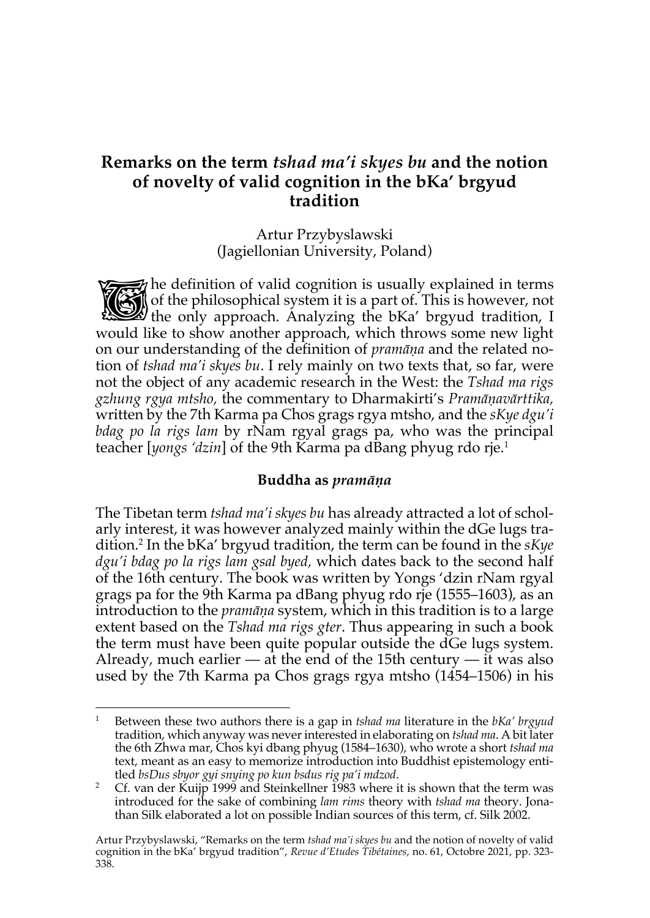# Remarks on the term *tshad ma'i skyes bu* and the notion of novelty of valid cognition in the bKa' brgyud tradition

Artur Przybyslawski
(Jagiellonian University, Poland)

The definition of valid cognition is usually explained in terms of the philosophical system it is a part of. This is however, not the only approach. Analyzing the bKa' brgyud tradition, I would like to show another approach, which throws some new light on our understanding of the definition of *pramāṇa* and the related notion of *tshad ma'i skyes bu*. I rely mainly on two texts that, so far, were not the object of any academic research in the West: the *Tshad ma rigs gzhung rgya mtsho,* the commentary to Dharmakirti's *Pramāṇavārttika,* written by the 7th Karma pa Chos grags rgya mtsho, and the *sKye dgu'i bdag po la rigs lam* by rNam rgyal grags pa, who was the principal teacher [*yongs 'dzin*] of the 9th Karma pa dBang phyug rdo rje.[1]

## Buddha as *pramāṇa*

The Tibetan term *tshad ma'i skyes bu* has already attracted a lot of scholarly interest, it was however analyzed mainly within the dGe lugs tradition.[2] In the bKa' brgyud tradition, the term can be found in the *sKye dgu'i bdag po la rigs lam gsal byed,* which dates back to the second half of the 16th century. The book was written by Yongs 'dzin rNam rgyal grags pa for the 9th Karma pa dBang phyug rdo rje (1555–1603), as an introduction to the *pramāṇa* system, which in this tradition is to a large extent based on the *Tshad ma rigs gter*. Thus appearing in such a book the term must have been quite popular outside the dGe lugs system. Already, much earlier — at the end of the 15th century — it was also used by the 7th Karma pa Chos grags rgya mtsho (1454–1506) in his

---

[1] Between these two authors there is a gap in *tshad ma* literature in the *bKa' brgyud* tradition, which anyway was never interested in elaborating on *tshad ma*. A bit later the 6th Zhwa mar, Chos kyi dbang phyug (1584–1630), who wrote a short *tshad ma* text, meant as an easy to memorize introduction into Buddhist epistemology entitled *bsDus sbyor gyi snying po kun bsdus rig pa'i mdzod*.

[2] Cf. van der Kuijp 1999 and Steinkellner 1983 where it is shown that the term was introduced for the sake of combining *lam rims* theory with *tshad ma* theory. Jonathan Silk elaborated a lot on possible Indian sources of this term, cf. Silk 2002.

Artur Przybyslawski, "Remarks on the term *tshad ma'i skyes bu* and the notion of novelty of valid cognition in the bKa' brgyud tradition", *Revue d'Etudes Tibétaines*, no. 61, Octobre 2021, pp. 323-338.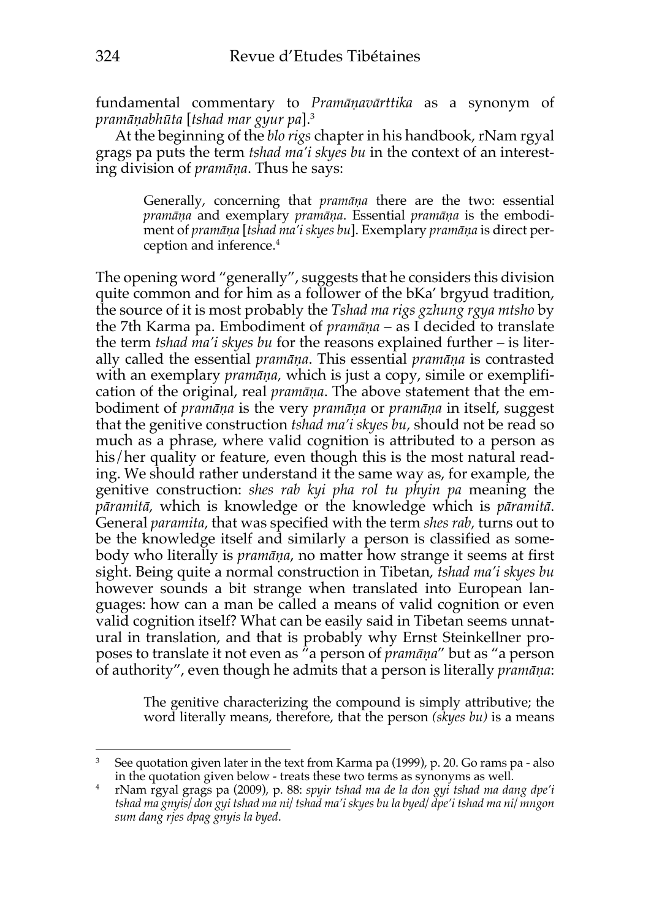fundamental commentary to *Pramāṇavārttika* as a synonym of *pramāṇabhūta* [*tshad mar gyur pa*].[3]

At the beginning of the *blo rigs* chapter in his handbook, rNam rgyal grags pa puts the term *tshad ma'i skyes bu* in the context of an interesting division of *pramāṇa*. Thus he says:

> Generally, concerning that *pramāṇa* there are the two: essential *pramāṇa* and exemplary *pramāṇa*. Essential *pramāṇa* is the embodiment of *pramāṇa* [*tshad ma'i skyes bu*]. Exemplary *pramāṇa* is direct perception and inference.[4]

The opening word "generally", suggests that he considers this division quite common and for him as a follower of the bKa' brgyud tradition, the source of it is most probably the *Tshad ma rigs gzhung rgya mtsho* by the 7th Karma pa. Embodiment of *pramāṇa* – as I decided to translate the term *tshad ma'i skyes bu* for the reasons explained further – is literally called the essential *pramāṇa*. This essential *pramāṇa* is contrasted with an exemplary *pramāṇa,* which is just a copy, simile or exemplification of the original, real *pramāṇa*. The above statement that the embodiment of *pramāṇa* is the very *pramāṇa* or *pramāṇa* in itself, suggest that the genitive construction *tshad ma'i skyes bu,* should not be read so much as a phrase, where valid cognition is attributed to a person as his/her quality or feature, even though this is the most natural reading. We should rather understand it the same way as, for example, the genitive construction: *shes rab kyi pha rol tu phyin pa* meaning the *pāramitā,* which is knowledge or the knowledge which is *pāramitā*. General *paramita,* that was specified with the term *shes rab,* turns out to be the knowledge itself and similarly a person is classified as somebody who literally is *pramāṇa*, no matter how strange it seems at first sight. Being quite a normal construction in Tibetan, *tshad ma'i skyes bu* however sounds a bit strange when translated into European languages: how can a man be called a means of valid cognition or even valid cognition itself? What can be easily said in Tibetan seems unnatural in translation, and that is probably why Ernst Steinkellner proposes to translate it not even as "a person of *pramāṇa*" but as "a person of authority", even though he admits that a person is literally *pramāṇa*:

> The genitive characterizing the compound is simply attributive; the word literally means, therefore, that the person *(skyes bu)* is a means

---

[3] See quotation given later in the text from Karma pa (1999), p. 20. Go rams pa - also in the quotation given below - treats these two terms as synonyms as well.

[4] rNam rgyal grags pa (2009), p. 88: *spyir tshad ma de la don gyi tshad ma dang dpe'i tshad ma gnyis/ don gyi tshad ma ni/ tshad ma'i skyes bu la byed/ dpe'i tshad ma ni/ mngon sum dang rjes dpag gnyis la byed*.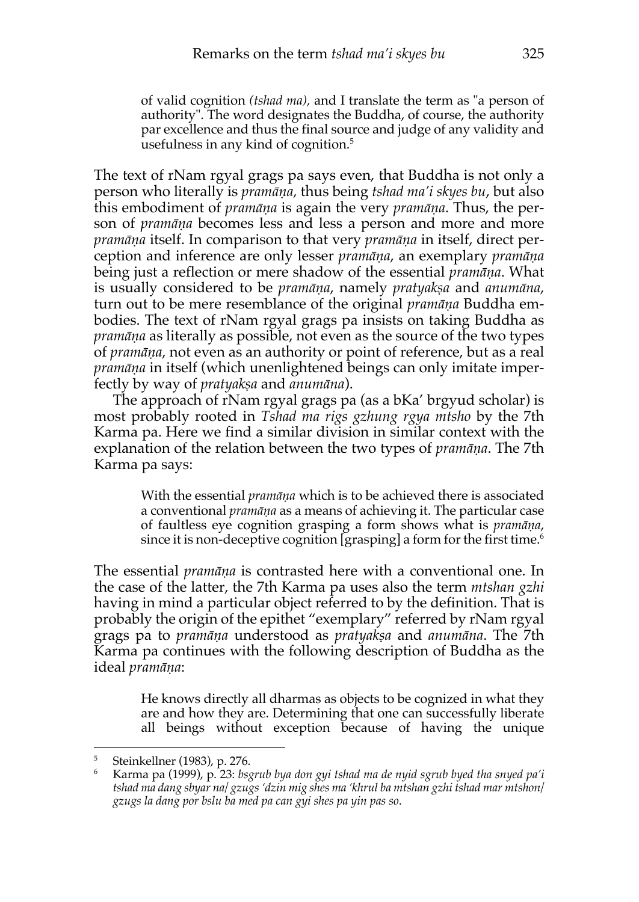> of valid cognition *(tshad ma),* and I translate the term as "a person of authority". The word designates the Buddha, of course, the authority par excellence and thus the final source and judge of any validity and usefulness in any kind of cognition.[5]

The text of rNam rgyal grags pa says even, that Buddha is not only a person who literally is *pramāṇa,* thus being *tshad ma'i skyes bu*, but also this embodiment of *pramāṇa* is again the very *pramāṇa*. Thus, the person of *pramāṇa* becomes less and less a person and more and more *pramāṇa* itself. In comparison to that very *pramāṇa* in itself, direct perception and inference are only lesser *pramāṇa*, an exemplary *pramāṇa* being just a reflection or mere shadow of the essential *pramāṇa*. What is usually considered to be *pramāṇa*, namely *pratyakṣa* and *anumāna*, turn out to be mere resemblance of the original *pramāṇa* Buddha embodies. The text of rNam rgyal grags pa insists on taking Buddha as *pramāṇa* as literally as possible, not even as the source of the two types of *pramāṇa*, not even as an authority or point of reference, but as a real *pramāṇa* in itself (which unenlightened beings can only imitate imperfectly by way of *pratyakṣa* and *anumāna*).

The approach of rNam rgyal grags pa (as a bKa' brgyud scholar) is most probably rooted in *Tshad ma rigs gzhung rgya mtsho* by the 7th Karma pa. Here we find a similar division in similar context with the explanation of the relation between the two types of *pramāṇa*. The 7th Karma pa says:

> With the essential *pramāṇa* which is to be achieved there is associated a conventional *pramāṇa* as a means of achieving it. The particular case of faultless eye cognition grasping a form shows what is *pramāṇa*, since it is non-deceptive cognition [grasping] a form for the first time.[6]

The essential *pramāṇa* is contrasted here with a conventional one. In the case of the latter, the 7th Karma pa uses also the term *mtshan gzhi* having in mind a particular object referred to by the definition. That is probably the origin of the epithet "exemplary" referred by rNam rgyal grags pa to *pramāṇa* understood as *pratyakṣa* and *anumāna*. The 7th Karma pa continues with the following description of Buddha as the ideal *pramāṇa*:

> He knows directly all dharmas as objects to be cognized in what they are and how they are. Determining that one can successfully liberate all beings without exception because of having the unique

---

[5] Steinkellner (1983), p. 276.

[6] Karma pa (1999), p. 23: *bsgrub bya don gyi tshad ma de nyid sgrub byed tha snyed pa'i tshad ma dang sbyar na/ gzugs 'dzin mig shes ma 'khrul ba mtshan gzhi tshad mar mtshon/ gzugs la dang por bslu ba med pa can gyi shes pa yin pas so*.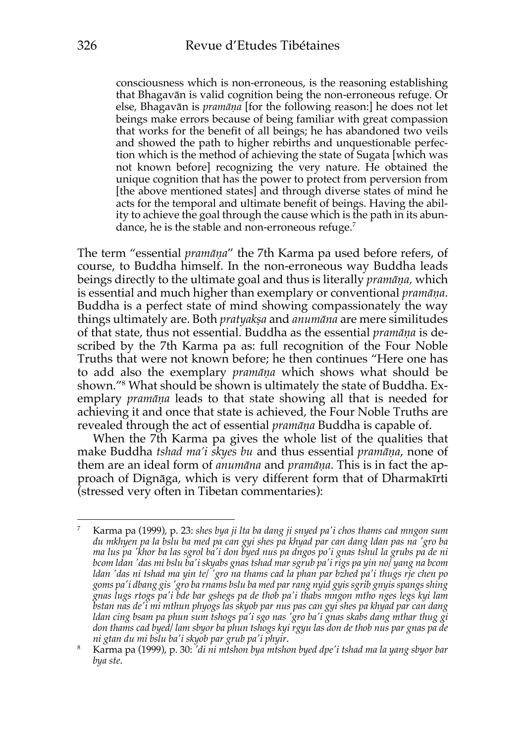> consciousness which is non-erroneous, is the reasoning establishing that Bhagavān is valid cognition being the non-erroneous refuge. Or else, Bhagavān is *pramāṇa* [for the following reason:] he does not let beings make errors because of being familiar with great compassion that works for the benefit of all beings; he has abandoned two veils and showed the path to higher rebirths and unquestionable perfection which is the method of achieving the state of Sugata [which was not known before] recognizing the very nature. He obtained the unique cognition that has the power to protect from perversion from [the above mentioned states] and through diverse states of mind he acts for the temporal and ultimate benefit of beings. Having the ability to achieve the goal through the cause which is the path in its abundance, he is the stable and non-erroneous refuge.[7]

The term "essential *pramāṇa*" the 7th Karma pa used before refers, of course, to Buddha himself. In the non-erroneous way Buddha leads beings directly to the ultimate goal and thus is literally *pramāṇa,* which is essential and much higher than exemplary or conventional *pramāṇa*. Buddha is a perfect state of mind showing compassionately the way things ultimately are. Both *pratyakṣa* and *anumāna* are mere similitudes of that state, thus not essential. Buddha as the essential *pramāṇa* is described by the 7th Karma pa as: full recognition of the Four Noble Truths that were not known before; he then continues "Here one has to add also the exemplary *pramāṇa* which shows what should be shown."[8] What should be shown is ultimately the state of Buddha. Exemplary *pramāṇa* leads to that state showing all that is needed for achieving it and once that state is achieved, the Four Noble Truths are revealed through the act of essential *pramāṇa* Buddha is capable of.

When the 7th Karma pa gives the whole list of the qualities that make Buddha *tshad ma'i skyes bu* and thus essential *pramāṇa*, none of them are an ideal form of *anumāna* and *pramāṇa*. This is in fact the approach of Dignāga, which is very different form that of Dharmakīrti (stressed very often in Tibetan commentaries):

---

[7] Karma pa (1999), p. 23: *shes bya ji lta ba dang ji snyed pa'i chos thams cad mngon sum du mkhyen pa la bslu ba med pa can gyi shes pa khyad par can dang ldan pas na 'gro ba ma lus pa 'khor ba las sgrol ba'i don byed nus pa dngos po'i gnas tshul la grubs pa de ni bcom ldan 'das mi bslu ba'i skyabs gnas tshad mar sgrub pa'i rigs pa yin no/ yang na bcom ldan 'das ni tshad ma yin te/ 'gro na thams cad la phan par bzhed pa'i thugs rje chen po goms pa'i dbang gis 'gro ba rnams bslu ba med par rang nyid gyis sgrib gnyis spangs shing gnas lugs rtogs pa'i bde bar gshegs pa de thob pa'i thabs mngon mtho nges legs kyi lam bstan nas de'i mi mthun phyogs las skyob par nus pas can gyi shes pa khyad par can dang ldan cing bsam pa phun sum tshogs pa'i sgo nas 'gro ba'i gnas skabs dang mthar thug gi don thams cad byed/ lam sbyor ba phun tshogs kyi rgyu las don de thob nus par gnas pa de ni gtan du mi bslu ba'i skyob par grub pa'i phyir*.

[8] Karma pa (1999), p. 30: *'di ni mtshon bya mtshon byed dpe'i tshad ma la yang sbyor bar bya ste*.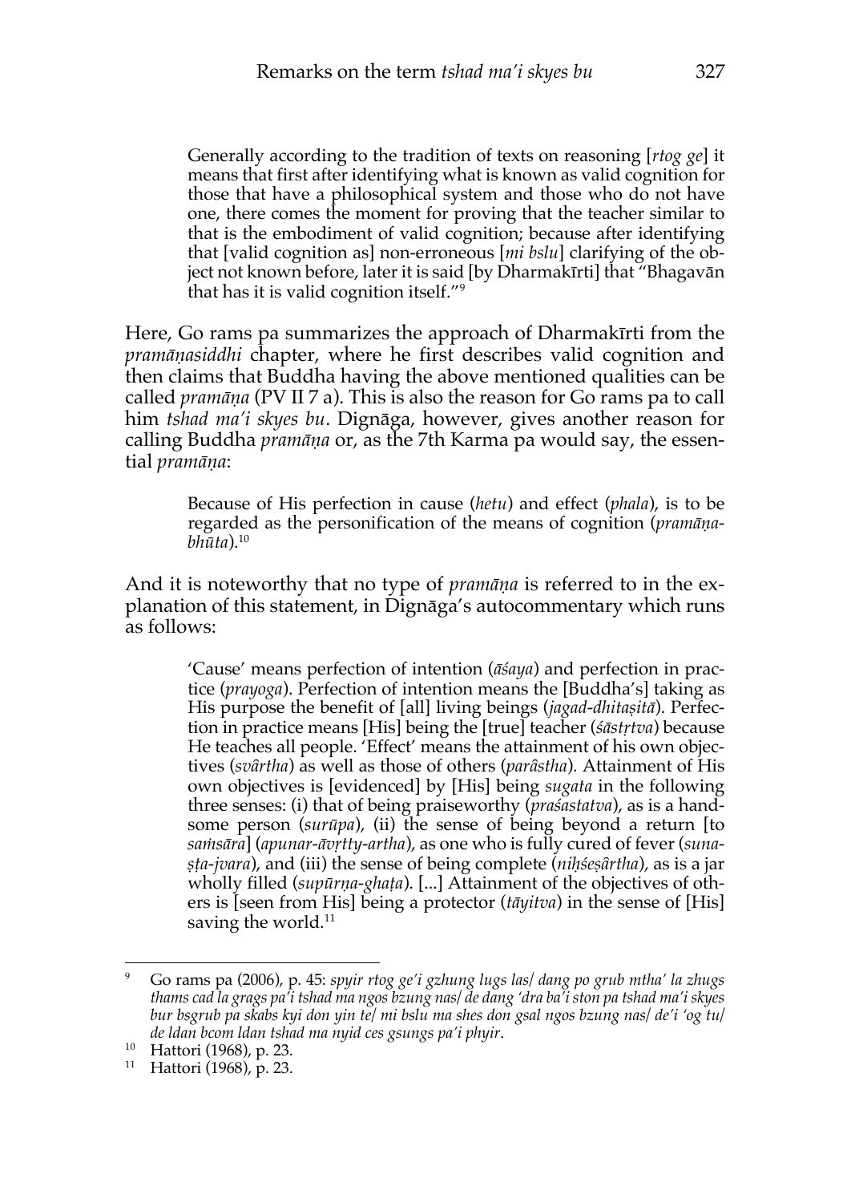> Generally according to the tradition of texts on reasoning [*rtog ge*] it means that first after identifying what is known as valid cognition for those that have a philosophical system and those who do not have one, there comes the moment for proving that the teacher similar to that is the embodiment of valid cognition; because after identifying that [valid cognition as] non-erroneous [*mi bslu*] clarifying of the object not known before, later it is said [by Dharmakīrti] that "Bhagavān that has it is valid cognition itself."[9]

Here, Go rams pa summarizes the approach of Dharmakīrti from the *pramāṇasiddhi* chapter, where he first describes valid cognition and then claims that Buddha having the above mentioned qualities can be called *pramāṇa* (PV II 7 a). This is also the reason for Go rams pa to call him *tshad ma'i skyes bu*. Dignāga, however, gives another reason for calling Buddha *pramāṇa* or, as the 7th Karma pa would say, the essential *pramāṇa*:

> Because of His perfection in cause (*hetu*) and effect (*phala*), is to be regarded as the personification of the means of cognition (*pramāṇabhūta*).[10]

And it is noteworthy that no type of *pramāṇa* is referred to in the explanation of this statement, in Dignāga's autocommentary which runs as follows:

> 'Cause' means perfection of intention (*āśaya*) and perfection in practice (*prayoga*). Perfection of intention means the [Buddha's] taking as His purpose the benefit of [all] living beings (*jagad-dhitaṣitā*). Perfection in practice means [His] being the [true] teacher (*śāstṛtva*) because He teaches all people. 'Effect' means the attainment of his own objectives (*svârtha*) as well as those of others (*parâstha*). Attainment of His own objectives is [evidenced] by [His] being *sugata* in the following three senses: (i) that of being praiseworthy (*praśastatva*), as is a handsome person (*surūpa*), (ii) the sense of being beyond a return [to *saṁsāra*] (*apunar-āvṛtty-artha*), as one who is fully cured of fever (*sunaṣṭa-jvara*), and (iii) the sense of being complete (*niḥśeṣârtha*), as is a jar wholly filled (*supūrṇa-ghaṭa*). [...] Attainment of the objectives of others is [seen from His] being a protector (*tāyitva*) in the sense of [His] saving the world.[11]

---

[9] Go rams pa (2006), p. 45: *spyir rtog ge'i gzhung lugs las/ dang po grub mtha' la zhugs thams cad la grags pa'i tshad ma ngos bzung nas/ de dang 'dra ba'i ston pa tshad ma'i skyes bur bsgrub pa skabs kyi don yin te/ mi bslu ma shes don gsal ngos bzung nas/ de'i 'og tu/ de ldan bcom ldan tshad ma nyid ces gsungs pa'i phyir*.

[10] Hattori (1968), p. 23.

[11] Hattori (1968), p. 23.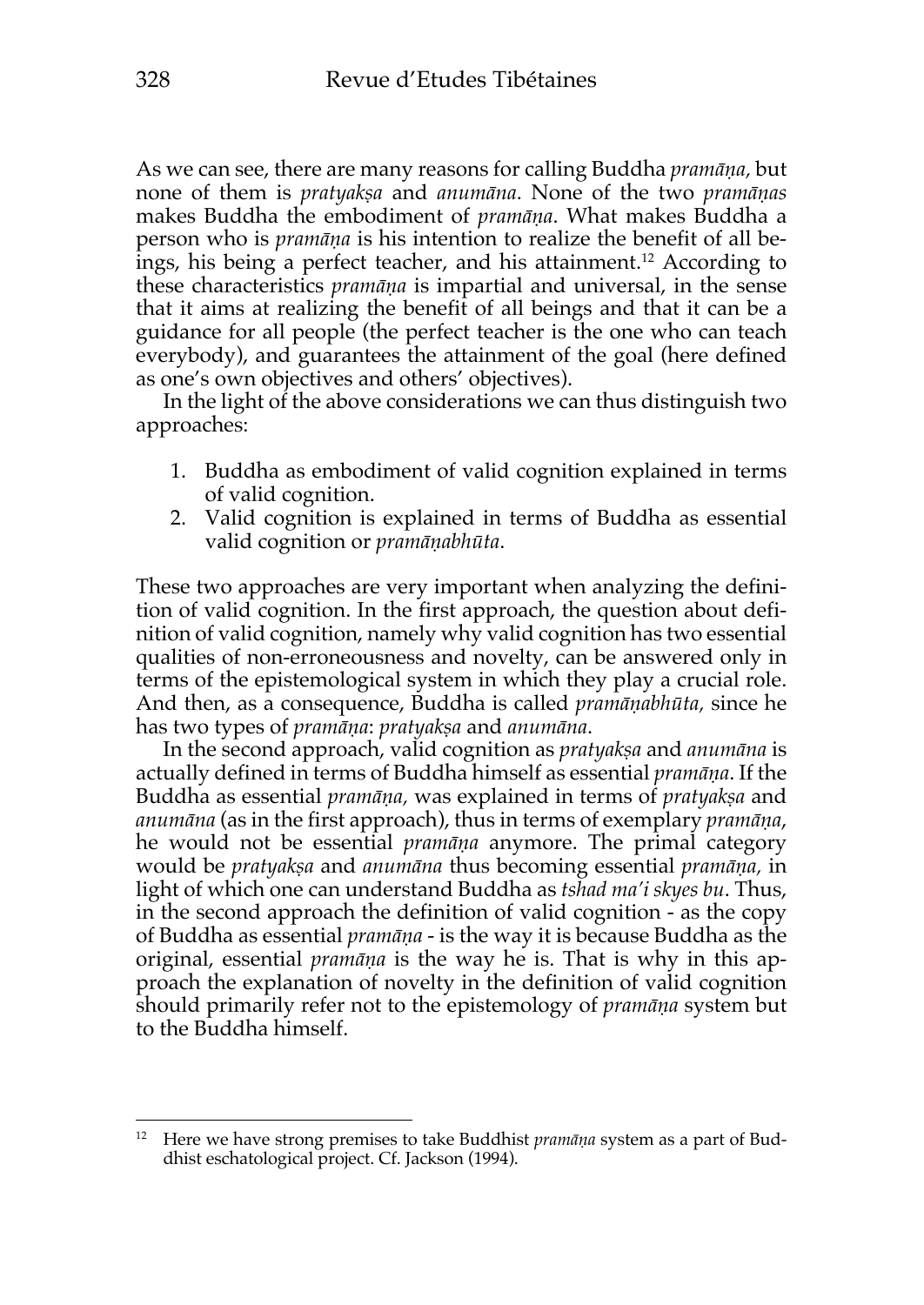As we can see, there are many reasons for calling Buddha *pramāṇa*, but none of them is *pratyakṣa* and *anumāna*. None of the two *pramāṇas* makes Buddha the embodiment of *pramāṇa*. What makes Buddha a person who is *pramāṇa* is his intention to realize the benefit of all beings, his being a perfect teacher, and his attainment.[12] According to these characteristics *pramāṇa* is impartial and universal, in the sense that it aims at realizing the benefit of all beings and that it can be a guidance for all people (the perfect teacher is the one who can teach everybody), and guarantees the attainment of the goal (here defined as one's own objectives and others' objectives).

In the light of the above considerations we can thus distinguish two approaches:

1. Buddha as embodiment of valid cognition explained in terms of valid cognition.
2. Valid cognition is explained in terms of Buddha as essential valid cognition or *pramāṇabhūta*.

These two approaches are very important when analyzing the definition of valid cognition. In the first approach, the question about definition of valid cognition, namely why valid cognition has two essential qualities of non-erroneousness and novelty, can be answered only in terms of the epistemological system in which they play a crucial role. And then, as a consequence, Buddha is called *pramāṇabhūta,* since he has two types of *pramāṇa*: *pratyakṣa* and *anumāna*.

In the second approach, valid cognition as *pratyakṣa* and *anumāna* is actually defined in terms of Buddha himself as essential *pramāṇa*. If the Buddha as essential *pramāṇa,* was explained in terms of *pratyakṣa* and *anumāna* (as in the first approach), thus in terms of exemplary *pramāṇa*, he would not be essential *pramāṇa* anymore. The primal category would be *pratyakṣa* and *anumāna* thus becoming essential *pramāṇa,* in light of which one can understand Buddha as *tshad ma'i skyes bu*. Thus, in the second approach the definition of valid cognition - as the copy of Buddha as essential *pramāṇa* - is the way it is because Buddha as the original, essential *pramāṇa* is the way he is. That is why in this approach the explanation of novelty in the definition of valid cognition should primarily refer not to the epistemology of *pramāṇa* system but to the Buddha himself.

---

[12] Here we have strong premises to take Buddhist *pramāṇa* system as a part of Buddhist eschatological project. Cf. Jackson (1994).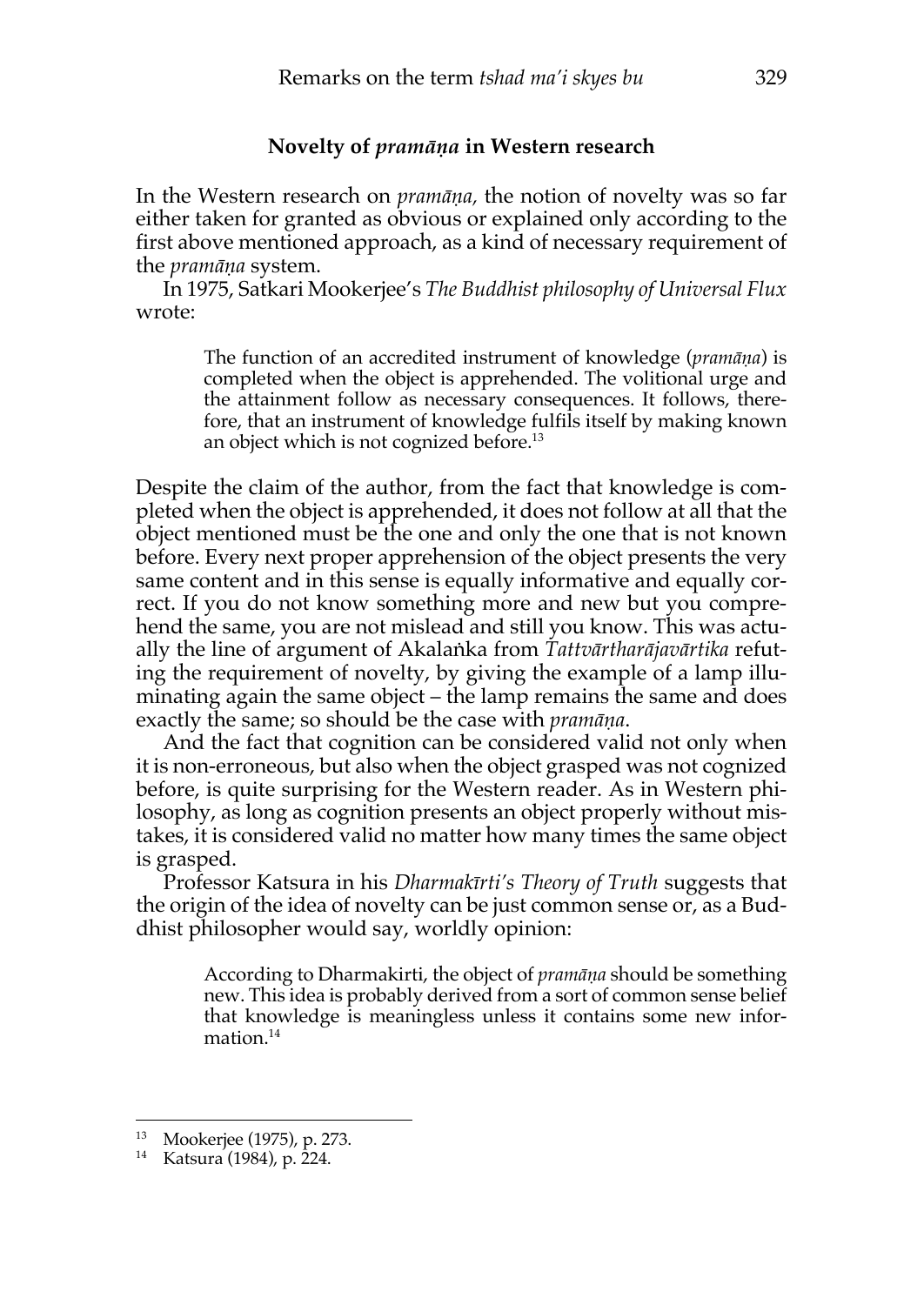### Novelty of *pramāṇa* in Western research

In the Western research on *pramāṇa,* the notion of novelty was so far either taken for granted as obvious or explained only according to the first above mentioned approach, as a kind of necessary requirement of the *pramāṇa* system.

In 1975, Satkari Mookerjee's *The Buddhist philosophy of Universal Flux* wrote:

> The function of an accredited instrument of knowledge (*pramāṇa*) is completed when the object is apprehended. The volitional urge and the attainment follow as necessary consequences. It follows, therefore, that an instrument of knowledge fulfils itself by making known an object which is not cognized before.[13]

Despite the claim of the author, from the fact that knowledge is completed when the object is apprehended, it does not follow at all that the object mentioned must be the one and only the one that is not known before. Every next proper apprehension of the object presents the very same content and in this sense is equally informative and equally correct. If you do not know something more and new but you comprehend the same, you are not mislead and still you know. This was actually the line of argument of Akalaṅka from *Tattvārtharājavārtika* refuting the requirement of novelty, by giving the example of a lamp illuminating again the same object – the lamp remains the same and does exactly the same; so should be the case with *pramāṇa*.

And the fact that cognition can be considered valid not only when it is non-erroneous, but also when the object grasped was not cognized before, is quite surprising for the Western reader. As in Western philosophy, as long as cognition presents an object properly without mistakes, it is considered valid no matter how many times the same object is grasped.

Professor Katsura in his *Dharmakīrti's Theory of Truth* suggests that the origin of the idea of novelty can be just common sense or, as a Buddhist philosopher would say, worldly opinion:

> According to Dharmakirti, the object of *pramāṇa* should be something new. This idea is probably derived from a sort of common sense belief that knowledge is meaningless unless it contains some new information.[14]

---

[13] Mookerjee (1975), p. 273.

[14] Katsura (1984), p. 224.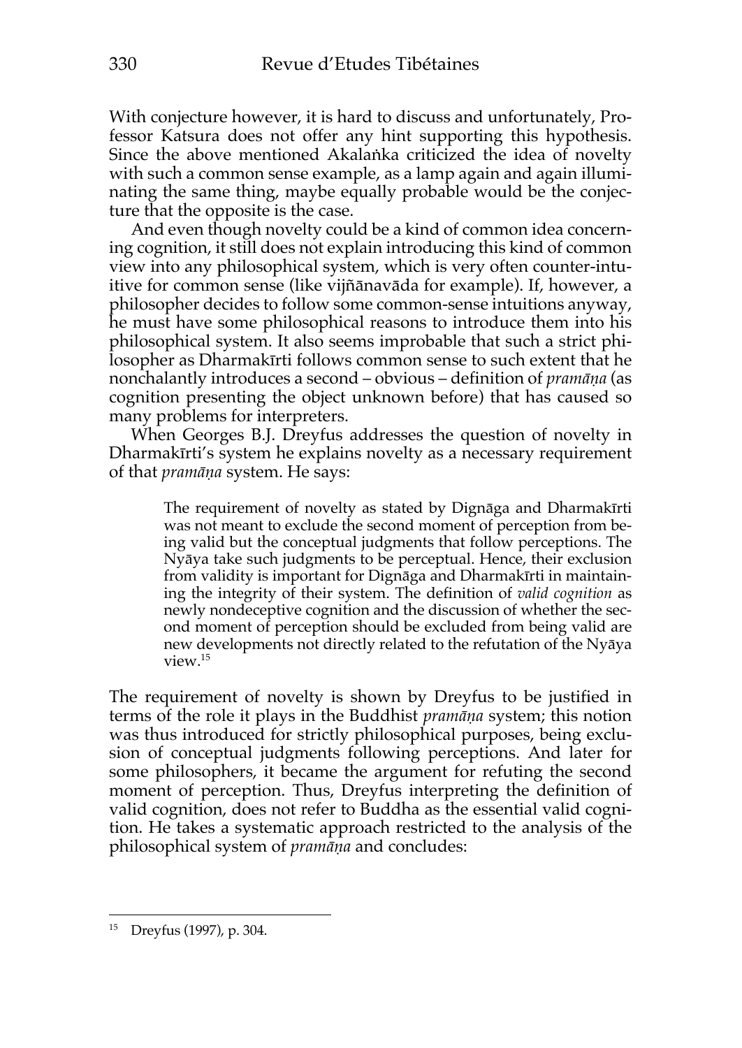With conjecture however, it is hard to discuss and unfortunately, Professor Katsura does not offer any hint supporting this hypothesis. Since the above mentioned Akalaṅka criticized the idea of novelty with such a common sense example, as a lamp again and again illuminating the same thing, maybe equally probable would be the conjecture that the opposite is the case.

And even though novelty could be a kind of common idea concerning cognition, it still does not explain introducing this kind of common view into any philosophical system, which is very often counter-intuitive for common sense (like vijñānavāda for example). If, however, a philosopher decides to follow some common-sense intuitions anyway, he must have some philosophical reasons to introduce them into his philosophical system. It also seems improbable that such a strict philosopher as Dharmakīrti follows common sense to such extent that he nonchalantly introduces a second – obvious – definition of *pramāṇa* (as cognition presenting the object unknown before) that has caused so many problems for interpreters.

When Georges B.J. Dreyfus addresses the question of novelty in Dharmakīrti's system he explains novelty as a necessary requirement of that *pramāṇa* system. He says:

> The requirement of novelty as stated by Dignāga and Dharmakīrti was not meant to exclude the second moment of perception from being valid but the conceptual judgments that follow perceptions. The Nyāya take such judgments to be perceptual. Hence, their exclusion from validity is important for Dignāga and Dharmakīrti in maintaining the integrity of their system. The definition of *valid cognition* as newly nondeceptive cognition and the discussion of whether the second moment of perception should be excluded from being valid are new developments not directly related to the refutation of the Nyāya view.[15]

The requirement of novelty is shown by Dreyfus to be justified in terms of the role it plays in the Buddhist *pramāṇa* system; this notion was thus introduced for strictly philosophical purposes, being exclusion of conceptual judgments following perceptions. And later for some philosophers, it became the argument for refuting the second moment of perception. Thus, Dreyfus interpreting the definition of valid cognition, does not refer to Buddha as the essential valid cognition. He takes a systematic approach restricted to the analysis of the philosophical system of *pramāṇa* and concludes:

---

[15] Dreyfus (1997), p. 304.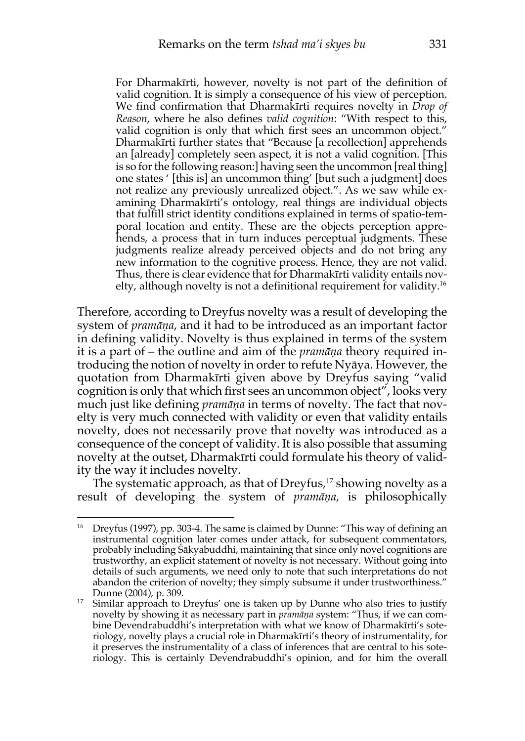> For Dharmakīrti, however, novelty is not part of the definition of valid cognition. It is simply a consequence of his view of perception. We find confirmation that Dharmakīrti requires novelty in *Drop of Reason*, where he also defines *valid cognition*: "With respect to this, valid cognition is only that which first sees an uncommon object." Dharmakīrti further states that "Because [a recollection] apprehends an [already] completely seen aspect, it is not a valid cognition. [This is so for the following reason:] having seen the uncommon [real thing] one states ' [this is] an uncommon thing' [but such a judgment] does not realize any previously unrealized object.". As we saw while examining Dharmakīrti's ontology, real things are individual objects that fulfill strict identity conditions explained in terms of spatio-temporal location and entity. These are the objects perception apprehends, a process that in turn induces perceptual judgments. These judgments realize already perceived objects and do not bring any new information to the cognitive process. Hence, they are not valid. Thus, there is clear evidence that for Dharmakīrti validity entails novelty, although novelty is not a definitional requirement for validity.[16]

Therefore, according to Dreyfus novelty was a result of developing the system of *pramāṇa*, and it had to be introduced as an important factor in defining validity. Novelty is thus explained in terms of the system it is a part of – the outline and aim of the *pramāṇa* theory required introducing the notion of novelty in order to refute Nyāya. However, the quotation from Dharmakīrti given above by Dreyfus saying "valid cognition is only that which first sees an uncommon object", looks very much just like defining *pramāṇa* in terms of novelty. The fact that novelty is very much connected with validity or even that validity entails novelty, does not necessarily prove that novelty was introduced as a consequence of the concept of validity. It is also possible that assuming novelty at the outset, Dharmakīrti could formulate his theory of validity the way it includes novelty.

The systematic approach, as that of Dreyfus,[17] showing novelty as a result of developing the system of *pramāṇa*, is philosophically

---

[16] Dreyfus (1997), pp. 303-4. The same is claimed by Dunne: "This way of defining an instrumental cognition later comes under attack, for subsequent commentators, probably including Śākyabuddhi, maintaining that since only novel cognitions are trustworthy, an explicit statement of novelty is not necessary. Without going into details of such arguments, we need only to note that such interpretations do not abandon the criterion of novelty; they simply subsume it under trustworthiness." Dunne (2004), p. 309.

[17] Similar approach to Dreyfus' one is taken up by Dunne who also tries to justify novelty by showing it as necessary part in *pramāṇa* system: "Thus, if we can combine Devendrabuddhi's interpretation with what we know of Dharmakīrti's soteriology, novelty plays a crucial role in Dharmakīrti's theory of instrumentality, for it preserves the instrumentality of a class of inferences that are central to his soteriology. This is certainly Devendrabuddhi's opinion, and for him the overall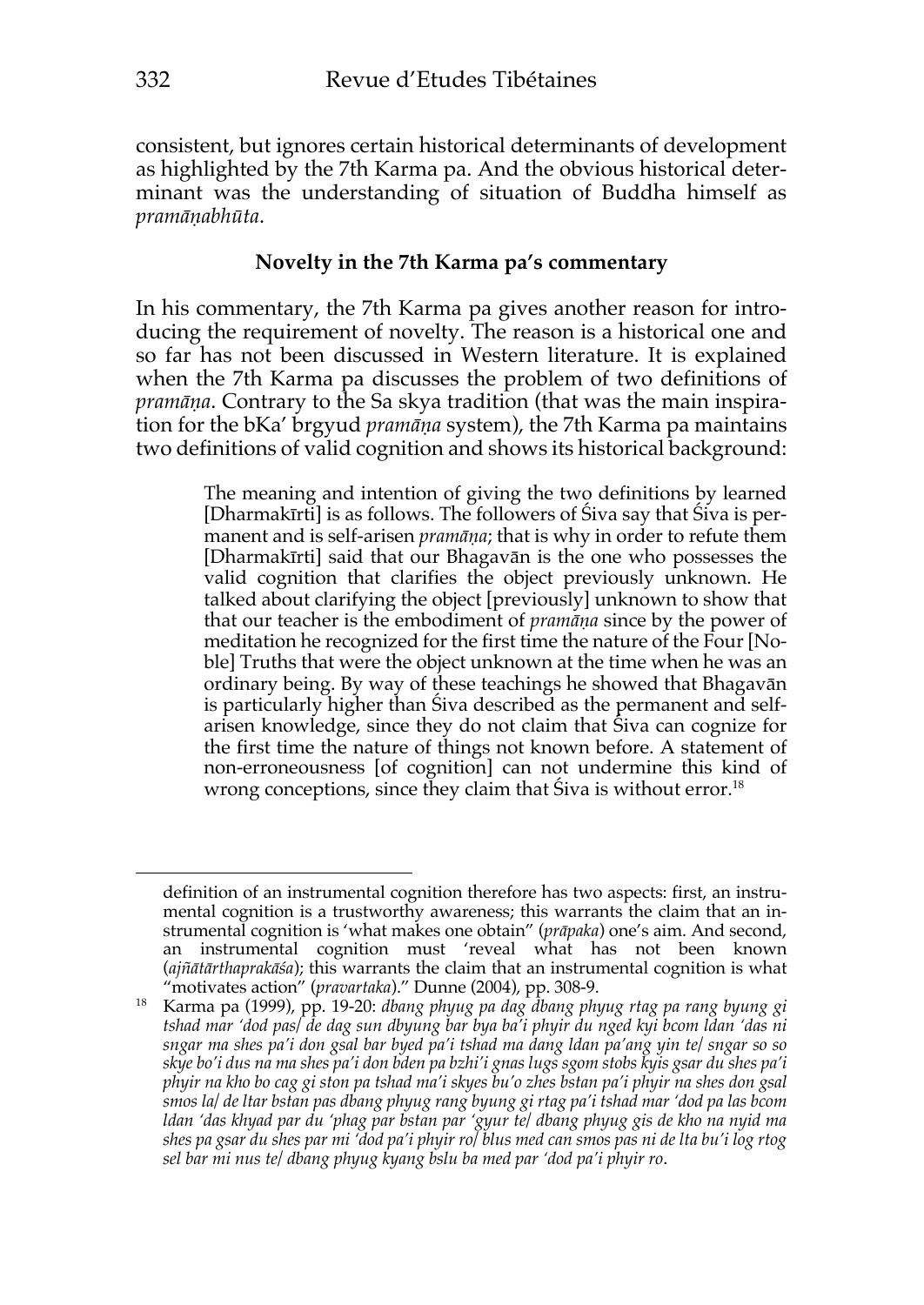consistent, but ignores certain historical determinants of development as highlighted by the 7th Karma pa. And the obvious historical determinant was the understanding of situation of Buddha himself as *pramāṇabhūta*.

### Novelty in the 7th Karma pa's commentary

In his commentary, the 7th Karma pa gives another reason for introducing the requirement of novelty. The reason is a historical one and so far has not been discussed in Western literature. It is explained when the 7th Karma pa discusses the problem of two definitions of *pramāṇa*. Contrary to the Sa skya tradition (that was the main inspiration for the bKa' brgyud *pramāṇa* system), the 7th Karma pa maintains two definitions of valid cognition and shows its historical background:

> The meaning and intention of giving the two definitions by learned [Dharmakīrti] is as follows. The followers of Śiva say that Śiva is permanent and is self-arisen *pramāṇa*; that is why in order to refute them [Dharmakīrti] said that our Bhagavān is the one who possesses the valid cognition that clarifies the object previously unknown. He talked about clarifying the object [previously] unknown to show that that our teacher is the embodiment of *pramāṇa* since by the power of meditation he recognized for the first time the nature of the Four [Noble] Truths that were the object unknown at the time when he was an ordinary being. By way of these teachings he showed that Bhagavān is particularly higher than Śiva described as the permanent and self-arisen knowledge, since they do not claim that Śiva can cognize for the first time the nature of things not known before. A statement of non-erroneousness [of cognition] can not undermine this kind of wrong conceptions, since they claim that Śiva is without error.[18]

---

definition of an instrumental cognition therefore has two aspects: first, an instrumental cognition is a trustworthy awareness; this warrants the claim that an instrumental cognition is 'what makes one obtain" (*prāpaka*) one's aim. And second, an instrumental cognition must 'reveal what has not been known (*ajñātārthaprakāśa*); this warrants the claim that an instrumental cognition is what "motivates action" (*pravartaka*)." Dunne (2004), pp. 308-9.

[18] Karma pa (1999), pp. 19-20: *dbang phyug pa dag dbang phyug rtag pa rang byung gi tshad mar 'dod pas/ de dag sun dbyung bar bya ba'i phyir du nged kyi bcom ldan 'das ni sngar ma shes pa'i don gsal bar byed pa'i tshad ma dang ldan pa'ang yin te/ sngar so so skye bo'i dus na ma shes pa'i don bden pa bzhi'i gnas lugs sgom stobs kyis gsar du shes pa'i phyir na kho bo cag gi ston pa tshad ma'i skyes bu'o zhes bstan pa'i phyir na shes don gsal smos la/ de ltar bstan pas dbang phyug rang byung gi rtag pa'i tshad mar 'dod pa las bcom ldan 'das khyad par du 'phag par bstan par 'gyur te/ dbang phyug gis de kho na nyid ma shes pa gsar du shes par mi 'dod pa'i phyir ro/ blus med can smos pas ni de lta bu'i log rtog sel bar mi nus te/ dbang phyug kyang bslu ba med par 'dod pa'i phyir ro*.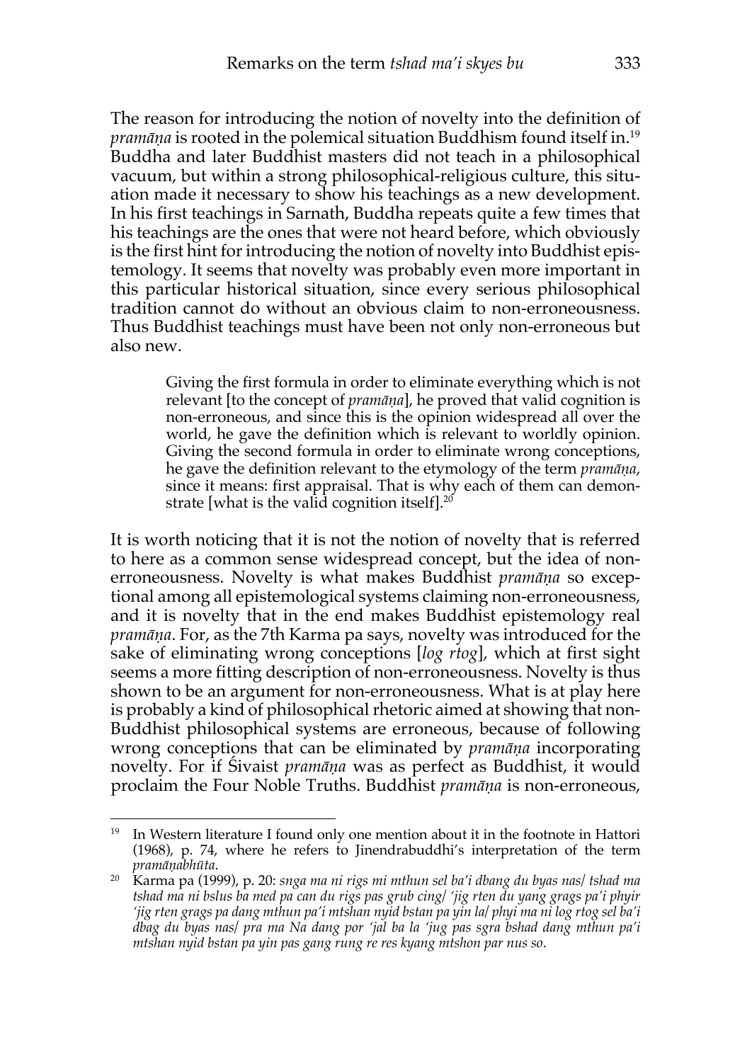The reason for introducing the notion of novelty into the definition of *pramāṇa* is rooted in the polemical situation Buddhism found itself in.[19] Buddha and later Buddhist masters did not teach in a philosophical vacuum, but within a strong philosophical-religious culture, this situation made it necessary to show his teachings as a new development. In his first teachings in Sarnath, Buddha repeats quite a few times that his teachings are the ones that were not heard before, which obviously is the first hint for introducing the notion of novelty into Buddhist epistemology. It seems that novelty was probably even more important in this particular historical situation, since every serious philosophical tradition cannot do without an obvious claim to non-erroneousness. Thus Buddhist teachings must have been not only non-erroneous but also new.

> Giving the first formula in order to eliminate everything which is not relevant [to the concept of *pramāṇa*], he proved that valid cognition is non-erroneous, and since this is the opinion widespread all over the world, he gave the definition which is relevant to worldly opinion. Giving the second formula in order to eliminate wrong conceptions, he gave the definition relevant to the etymology of the term *pramāṇa*, since it means: first appraisal. That is why each of them can demonstrate [what is the valid cognition itself].[20]

It is worth noticing that it is not the notion of novelty that is referred to here as a common sense widespread concept, but the idea of non-erroneousness. Novelty is what makes Buddhist *pramāṇa* so exceptional among all epistemological systems claiming non-erroneousness, and it is novelty that in the end makes Buddhist epistemology real *pramāṇa*. For, as the 7th Karma pa says, novelty was introduced for the sake of eliminating wrong conceptions [*log rtog*], which at first sight seems a more fitting description of non-erroneousness. Novelty is thus shown to be an argument for non-erroneousness. What is at play here is probably a kind of philosophical rhetoric aimed at showing that non-Buddhist philosophical systems are erroneous, because of following wrong conceptions that can be eliminated by *pramāṇa* incorporating novelty. For if Śivaist *pramāṇa* was as perfect as Buddhist, it would proclaim the Four Noble Truths. Buddhist *pramāṇa* is non-erroneous,

---

[19] In Western literature I found only one mention about it in the footnote in Hattori (1968), p. 74, where he refers to Jinendrabuddhi's interpretation of the term *pramāṇabhūta*.

[20] Karma pa (1999), p. 20: *snga ma ni rigs mi mthun sel ba'i dbang du byas nas/ tshad ma tshad ma ni bslus ba med pa can du rigs pas grub cing/ 'jig rten du yang grags pa'i phyir 'jig rten grags pa dang mthun pa'i mtshan nyid bstan pa yin la/ phyi ma ni log rtog sel ba'i dbag du byas nas/ pra ma Na dang por 'jal ba la 'jug pas sgra bshad dang mthun pa'i mtshan nyid bstan pa yin pas gang rung re res kyang mtshon par nus so*.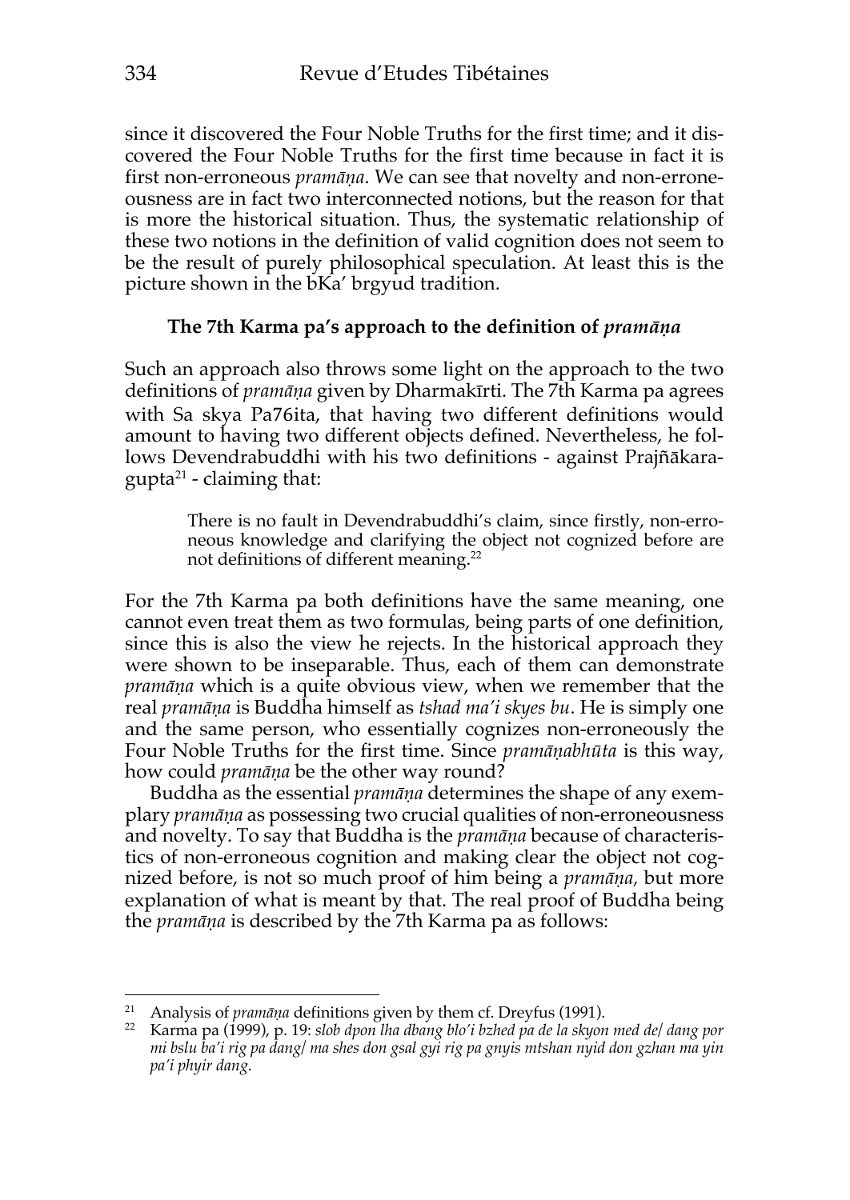since it discovered the Four Noble Truths for the first time; and it discovered the Four Noble Truths for the first time because in fact it is first non-erroneous *pramāṇa*. We can see that novelty and non-erroneousness are in fact two interconnected notions, but the reason for that is more the historical situation. Thus, the systematic relationship of these two notions in the definition of valid cognition does not seem to be the result of purely philosophical speculation. At least this is the picture shown in the bKa' brgyud tradition.

### The 7th Karma pa's approach to the definition of *pramāṇa*

Such an approach also throws some light on the approach to the two definitions of *pramāṇa* given by Dharmakīrti. The 7th Karma pa agrees with Sa skya Pa76ita, that having two different definitions would amount to having two different objects defined. Nevertheless, he follows Devendrabuddhi with his two definitions - against Prajñākaragupta[21] - claiming that:

> There is no fault in Devendrabuddhi's claim, since firstly, non-erroneous knowledge and clarifying the object not cognized before are not definitions of different meaning.[22]

For the 7th Karma pa both definitions have the same meaning, one cannot even treat them as two formulas, being parts of one definition, since this is also the view he rejects. In the historical approach they were shown to be inseparable. Thus, each of them can demonstrate *pramāṇa* which is a quite obvious view, when we remember that the real *pramāṇa* is Buddha himself as *tshad ma'i skyes bu*. He is simply one and the same person, who essentially cognizes non-erroneously the Four Noble Truths for the first time. Since *pramāṇabhūta* is this way, how could *pramāṇa* be the other way round?

Buddha as the essential *pramāṇa* determines the shape of any exemplary *pramāṇa* as possessing two crucial qualities of non-erroneousness and novelty. To say that Buddha is the *pramāṇa* because of characteristics of non-erroneous cognition and making clear the object not cognized before, is not so much proof of him being a *pramāṇa*, but more explanation of what is meant by that. The real proof of Buddha being the *pramāṇa* is described by the 7th Karma pa as follows:

---

[21] Analysis of *pramāṇa* definitions given by them cf. Dreyfus (1991).

[22] Karma pa (1999), p. 19: *slob dpon lha dbang blo'i bzhed pa de la skyon med de/ dang por mi bslu ba'i rig pa dang/ ma shes don gsal gyi rig pa gnyis mtshan nyid don gzhan ma yin pa'i phyir dang*.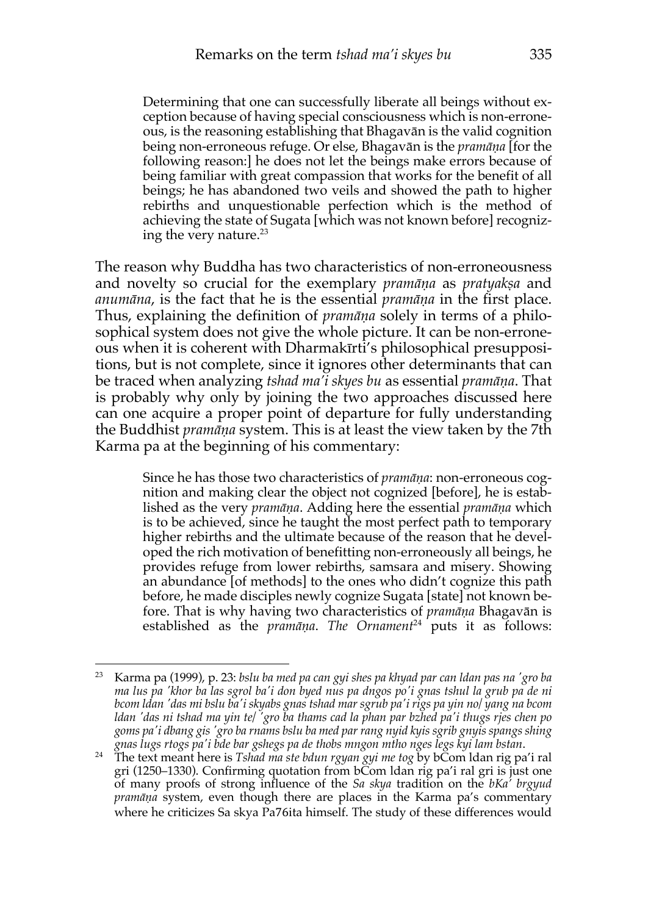> Determining that one can successfully liberate all beings without exception because of having special consciousness which is non-erroneous, is the reasoning establishing that Bhagavān is the valid cognition being non-erroneous refuge. Or else, Bhagavān is the *pramāṇa* [for the following reason:] he does not let the beings make errors because of being familiar with great compassion that works for the benefit of all beings; he has abandoned two veils and showed the path to higher rebirths and unquestionable perfection which is the method of achieving the state of Sugata [which was not known before] recognizing the very nature.[23]

The reason why Buddha has two characteristics of non-erroneousness and novelty so crucial for the exemplary *pramāṇa* as *pratyakṣa* and *anumāna*, is the fact that he is the essential *pramāṇa* in the first place. Thus, explaining the definition of *pramāṇa* solely in terms of a philosophical system does not give the whole picture. It can be non-erroneous when it is coherent with Dharmakīrti's philosophical presuppositions, but is not complete, since it ignores other determinants that can be traced when analyzing *tshad ma'i skyes bu* as essential *pramāṇa*. That is probably why only by joining the two approaches discussed here can one acquire a proper point of departure for fully understanding the Buddhist *pramāṇa* system. This is at least the view taken by the 7th Karma pa at the beginning of his commentary:

> Since he has those two characteristics of *pramāṇa*: non-erroneous cognition and making clear the object not cognized [before], he is established as the very *pramāṇa*. Adding here the essential *pramāṇa* which is to be achieved, since he taught the most perfect path to temporary higher rebirths and the ultimate because of the reason that he developed the rich motivation of benefitting non-erroneously all beings, he provides refuge from lower rebirths, samsara and misery. Showing an abundance [of methods] to the ones who didn't cognize this path before, he made disciples newly cognize Sugata [state] not known before. That is why having two characteristics of *pramāṇa* Bhagavān is established as the *pramāṇa*. *The Ornament*[24] puts it as follows:

---

[23] Karma pa (1999), p. 23: *bslu ba med pa can gyi shes pa khyad par can ldan pas na 'gro ba ma lus pa 'khor ba las sgrol ba'i don byed nus pa dngos po'i gnas tshul la grub pa de ni bcom ldan 'das mi bslu ba'i skyabs gnas tshad mar sgrub pa'i rigs pa yin no/ yang na bcom ldan 'das ni tshad ma yin te/ 'gro ba thams cad la phan par bzhed pa'i thugs rjes chen po goms pa'i dbang gis 'gro ba rnams bslu ba med par rang nyid kyis sgrib gnyis spangs shing gnas lugs rtogs pa'i bde bar gshegs pa de thobs mngon mtho nges legs kyi lam bstan*.

[24] The text meant here is *Tshad ma ste bdun rgyan gyi me tog* by bCom ldan rig pa'i ral gri (1250–1330). Confirming quotation from bCom ldan rig pa'i ral gri is just one of many proofs of strong influence of the *Sa skya* tradition on the *bKa' brgyud pramāṇa* system, even though there are places in the Karma pa's commentary where he criticizes Sa skya Pa76ita himself. The study of these differences would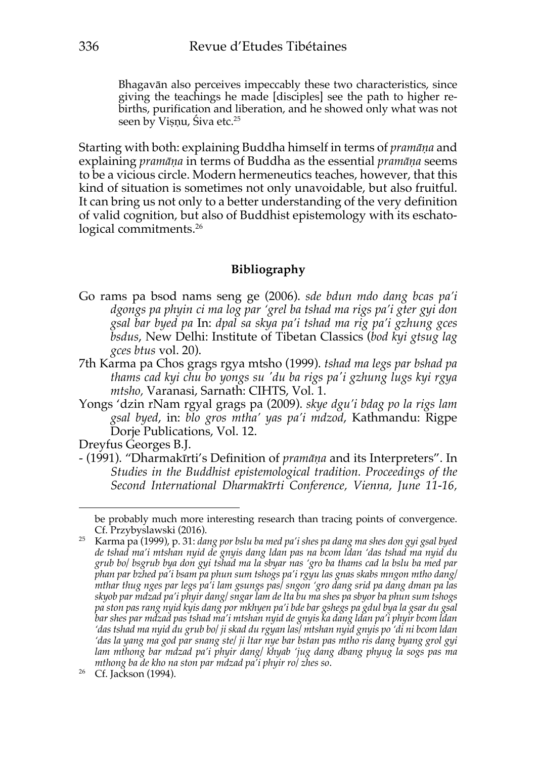> Bhagavān also perceives impeccably these two characteristics, since giving the teachings he made [disciples] see the path to higher rebirths, purification and liberation, and he showed only what was not seen by Viṣṇu, Śiva etc.[25]

Starting with both: explaining Buddha himself in terms of *pramāṇa* and explaining *pramāṇa* in terms of Buddha as the essential *pramāṇa* seems to be a vicious circle. Modern hermeneutics teaches, however, that this kind of situation is sometimes not only unavoidable, but also fruitful. It can bring us not only to a better understanding of the very definition of valid cognition, but also of Buddhist epistemology with its eschatological commitments.[26]

## Bibliography

Go rams pa bsod nams seng ge (2006). *sde bdun mdo dang bcas pa'i dgongs pa phyin ci ma log par 'grel ba tshad ma rigs pa'i gter gyi don gsal bar byed pa* In: *dpal sa skya pa'i tshad ma rig pa'i gzhung gces bsdus*, New Delhi: Institute of Tibetan Classics (*bod kyi gtsug lag gces btus* vol. 20).

7th Karma pa Chos grags rgya mtsho (1999). *tshad ma legs par bshad pa thams cad kyi chu bo yongs su 'du ba rigs pa'i gzhung lugs kyi rgya mtsho,* Varanasi, Sarnath: CIHTS, Vol. 1.

Yongs 'dzin rNam rgyal grags pa (2009). *skye dgu'i bdag po la rigs lam gsal byed*, in: *blo gros mtha' yas pa'i mdzod*, Kathmandu: Rigpe Dorje Publications, Vol. 12.

Dreyfus Georges B.J.

- (1991). "Dharmakīrti's Definition of *pramāṇa* and its Interpreters". In *Studies in the Buddhist epistemological tradition. Proceedings of the Second International Dharmakīrti Conference, Vienna, June 11-16,*

---

be probably much more interesting research than tracing points of convergence. Cf. Przybyslawski (2016).

[25] Karma pa (1999), p. 31: *dang por bslu ba med pa'i shes pa dang ma shes don gyi gsal byed de tshad ma'i mtshan nyid de gnyis dang ldan pas na bcom ldan 'das tshad ma nyid du grub bo/ bsgrub bya don gyi tshad ma la sbyar nas 'gro ba thams cad la bslu ba med par phan par bzhed pa'i bsam pa phun sum tshogs pa'i rgyu las gnas skabs mngon mtho dang/ mthar thug nges par legs pa'i lam gsungs pas/ sngon 'gro dang srid pa dang dman pa las skyob par mdzad pa'i phyir dang/ sngar lam de lta bu ma shes pa sbyor ba phun sum tshogs pa ston pas rang nyid kyis dang por mkhyen pa'i bde bar gshegs pa gdul bya la gsar du gsal bar shes par mdzad pas tshad ma'i mtshan nyid de gnyis ka dang ldan pa'i phyir bcom ldan 'das tshad ma nyid du grub bo/ ji skad du rgyan las/ mtshan nyid gnyis po 'di ni bcom ldan 'das la yang ma god par snang ste/ ji ltar nye bar bstan pas mtho ris dang byang grol gyi lam mthong bar mdzad pa'i phyir dang/ khyab 'jug dang dbang phyug la sogs pas ma mthong ba de kho na ston par mdzad pa'i phyir ro/ zhes so.*

[26] Cf. Jackson (1994).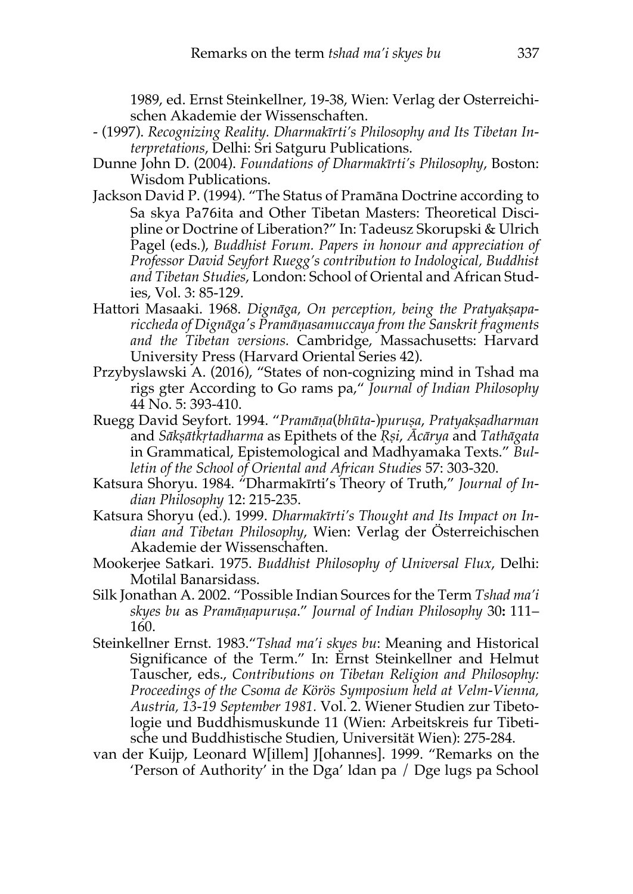1989, ed. Ernst Steinkellner, 19-38, Wien: Verlag der Osterreichischen Akademie der Wissenschaften.

- (1997). *Recognizing Reality. Dharmakīrti's Philosophy and Its Tibetan Interpretations*, Delhi: Sri Satguru Publications.

Dunne John D. (2004). *Foundations of Dharmakīrti's Philosophy*, Boston: Wisdom Publications.

Jackson David P. (1994). "The Status of Pramāna Doctrine according to Sa skya Pa76ita and Other Tibetan Masters: Theoretical Discipline or Doctrine of Liberation?" In: Tadeusz Skorupski & Ulrich Pagel (eds.), *Buddhist Forum. Papers in honour and appreciation of Professor David Seyfort Ruegg's contribution to Indological, Buddhist and Tibetan Studies*, London: School of Oriental and African Studies, Vol. 3: 85-129.

Hattori Masaaki. 1968. *Dignāga, On perception, being the Pratyakṣapariccheda of Dignāga's Pramāṇasamuccaya from the Sanskrit fragments and the Tibetan versions.* Cambridge, Massachusetts: Harvard University Press (Harvard Oriental Series 42).

Przybyslawski A. (2016), "States of non-cognizing mind in Tshad ma rigs gter According to Go rams pa," *Journal of Indian Philosophy* 44 No. 5: 393-410.

Ruegg David Seyfort. 1994. "*Pramāṇa*(*bhūta*-)*puruṣa*, *Pratyakṣadharman* and *Sākṣātkṛtadharma* as Epithets of the *Ṛṣi*, *Ācārya* and *Tathāgata* in Grammatical, Epistemological and Madhyamaka Texts." *Bulletin of the School of Oriental and African Studies* 57: 303-320.

Katsura Shoryu. 1984. "Dharmakīrti's Theory of Truth," *Journal of Indian Philosophy* 12: 215-235.

Katsura Shoryu (ed.). 1999. *Dharmakīrti's Thought and Its Impact on Indian and Tibetan Philosophy*, Wien: Verlag der Österreichischen Akademie der Wissenschaften.

Mookerjee Satkari. 1975. *Buddhist Philosophy of Universal Flux*, Delhi: Motilal Banarsidass.

Silk Jonathan A. 2002. "Possible Indian Sources for the Term *Tshad ma'i skyes bu* as *Pramāṇapuruṣa*." *Journal of Indian Philosophy* 30**:** 111–160.

Steinkellner Ernst. 1983."*Tshad ma'i skyes bu*: Meaning and Historical Significance of the Term." In: Ernst Steinkellner and Helmut Tauscher, eds., *Contributions on Tibetan Religion and Philosophy: Proceedings of the Csoma de Körös Symposium held at Velm-Vienna, Austria, 13-19 September 1981.* Vol. 2. Wiener Studien zur Tibetologie und Buddhismuskunde 11 (Wien: Arbeitskreis fur Tibetische und Buddhistische Studien, Universität Wien): 275-284.

van der Kuijp, Leonard W[illem] J[ohannes]. 1999. "Remarks on the 'Person of Authority' in the Dga' ldan pa / Dge lugs pa School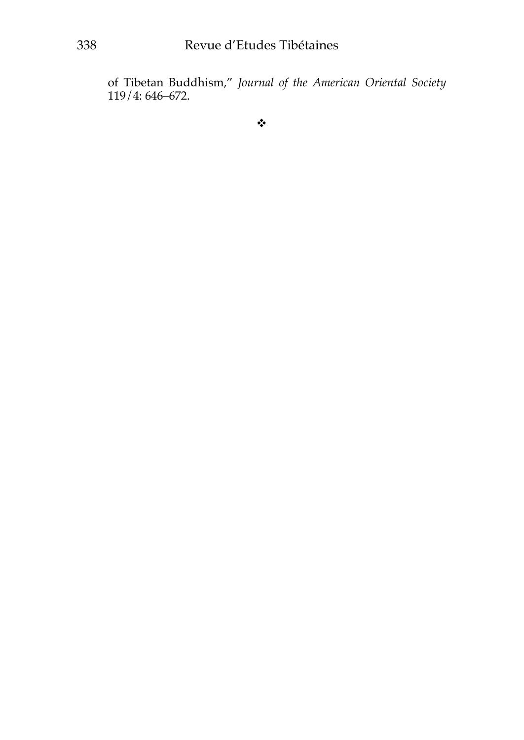of Tibetan Buddhism," *Journal of the American Oriental Society* 119/4: 646–672.

❖